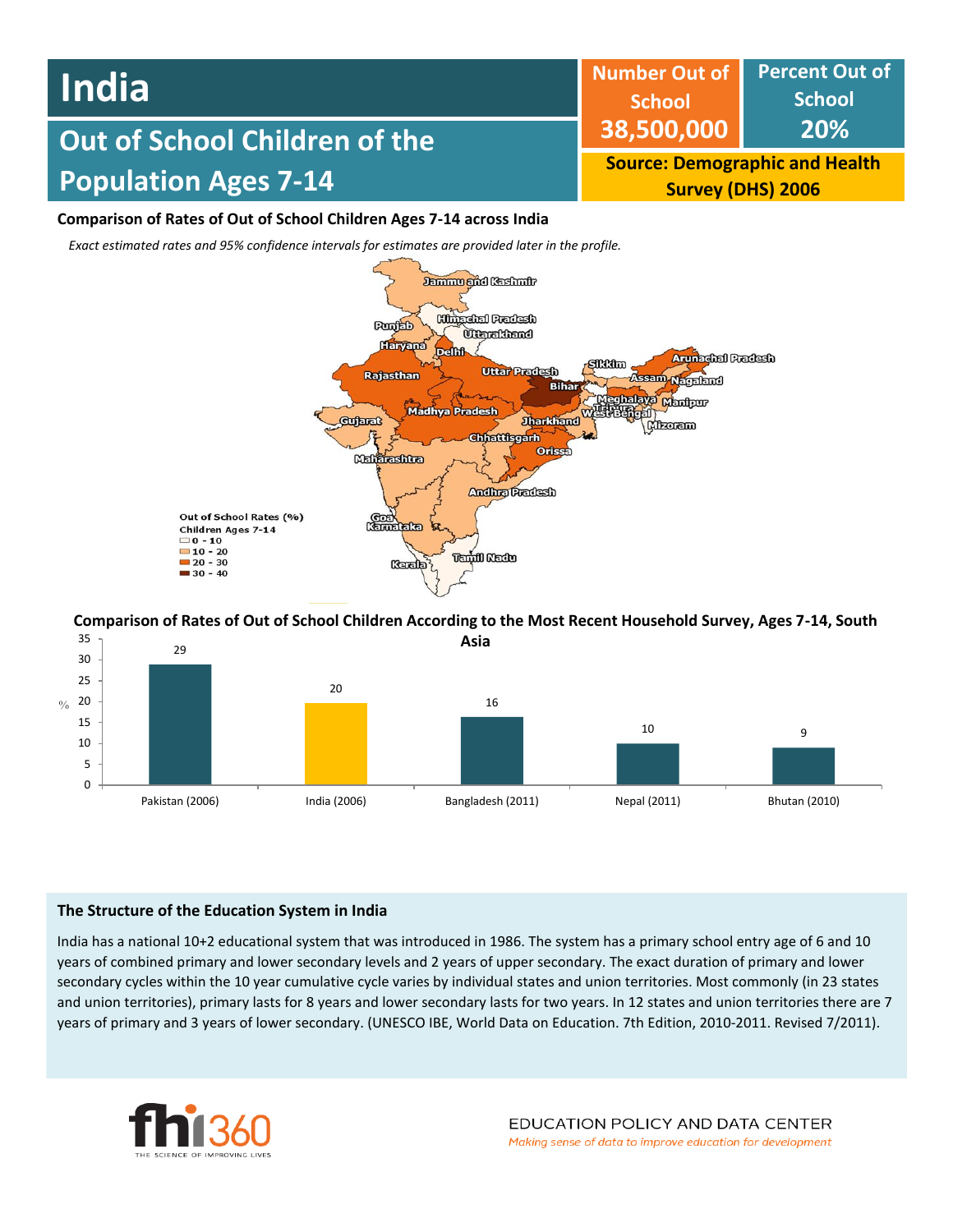# India

## Out of School Children of the Population Ages 7-14

**Number Out of School**
**38,500,000**

**Percent Out of School**
**20%**

**Source: Demographic and Health Survey (DHS) 2006**

### Comparison of Rates of Out of School Children Ages 7-14 across India

*Exact estimated rates and 95% confidence intervals for estimates are provided later in the profile.*

Jammu and Kashmir
Himachal Pradesh
Punjab
Uttarakhand
Haryana
Delhi
Rajasthan
Uttar Pradesh
Sikkim
Arunachal Pradesh
Assam
Nagaland
Bihar
Meghalaya
Manipur
Tripura
West Bengal
Mizoram
Madhya Pradesh
Jharkhand
Gujarat
Chhattisgarh
Orissa
Maharashtra
Andhra Pradesh
Goa
Karnataka
Tamil Nadu
Kerala

Out of School Rates (%)
Children Ages 7-14
0 - 10
10 - 20
20 - 30
30 - 40

### Comparison of Rates of Out of School Children According to the Most Recent Household Survey, Ages 7-14, South Asia

%
35
30
25
20
15
10
5
0

29
20
16
10
9

Pakistan (2006)
India (2006)
Bangladesh (2011)
Nepal (2011)
Bhutan (2010)

### The Structure of the Education System in India

India has a national 10+2 educational system that was introduced in 1986. The system has a primary school entry age of 6 and 10 years of combined primary and lower secondary levels and 2 years of upper secondary. The exact duration of primary and lower secondary cycles within the 10 year cumulative cycle varies by individual states and union territories. Most commonly (in 23 states and union territories), primary lasts for 8 years and lower secondary lasts for two years. In 12 states and union territories there are 7 years of primary and 3 years of lower secondary. (UNESCO IBE, World Data on Education. 7th Edition, 2010-2011. Revised 7/2011).

fhi360
THE SCIENCE OF IMPROVING LIVES

EDUCATION POLICY AND DATA CENTER
*Making sense of data to improve education for development*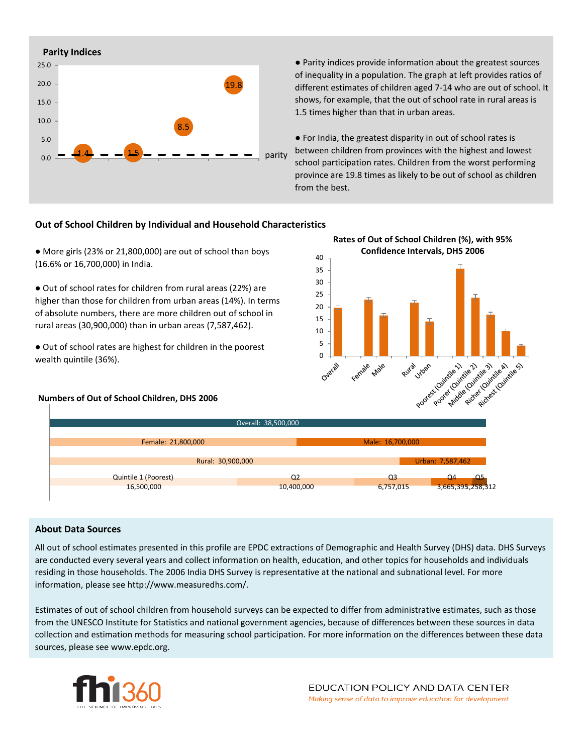**Parity Indices**

25.0
20.0
15.0
10.0
5.0
0.0

1.4
1.5
8.5
19.8

parity

- Parity indices provide information about the greatest sources of inequality in a population. The graph at left provides ratios of different estimates of children aged 7-14 who are out of school. It shows, for example, that the out of school rate in rural areas is 1.5 times higher than that in urban areas.

- For India, the greatest disparity in out of school rates is between children from provinces with the highest and lowest school participation rates. Children from the worst performing province are 19.8 times as likely to be out of school as children from the best.

## Out of School Children by Individual and Household Characteristics

- More girls (23% or 21,800,000) are out of school than boys (16.6% or 16,700,000) in India.

- Out of school rates for children from rural areas (22%) are higher than those for children from urban areas (14%). In terms of absolute numbers, there are more children out of school in rural areas (30,900,000) than in urban areas (7,587,462).

- Out of school rates are highest for children in the poorest wealth quintile (36%).

**Rates of Out of School Children (%), with 95% Confidence Intervals, DHS 2006**

40
35
30
25
20
15
10
5
0

Overall
Female
Male
Rural
Urban
Poorest (Quintile 1)
Poorer (Quintile 2)
Middle (Quintile 3)
Richer (Quintile 4)
Richest (Quintile 5)

**Numbers of Out of School Children, DHS 2006**

Overall: 38,500,000

Female: 21,800,000
Male: 16,700,000

Rural: 30,900,000
Urban: 7,587,462

Quintile 1 (Poorest) 16,500,000
Q2 10,400,000
Q3 6,757,015
Q4 3,665,395
Q5 1,258,312

## About Data Sources

All out of school estimates presented in this profile are EPDC extractions of Demographic and Health Survey (DHS) data. DHS Surveys are conducted every several years and collect information on health, education, and other topics for households and individuals residing in those households. The 2006 India DHS Survey is representative at the national and subnational level. For more information, please see http://www.measuredhs.com/.

Estimates of out of school children from household surveys can be expected to differ from administrative estimates, such as those from the UNESCO Institute for Statistics and national government agencies, because of differences between these sources in data collection and estimation methods for measuring school participation. For more information on the differences between these data sources, please see www.epdc.org.

fhi360 THE SCIENCE OF IMPROVING LIVES

EDUCATION POLICY AND DATA CENTER
*Making sense of data to improve education for development*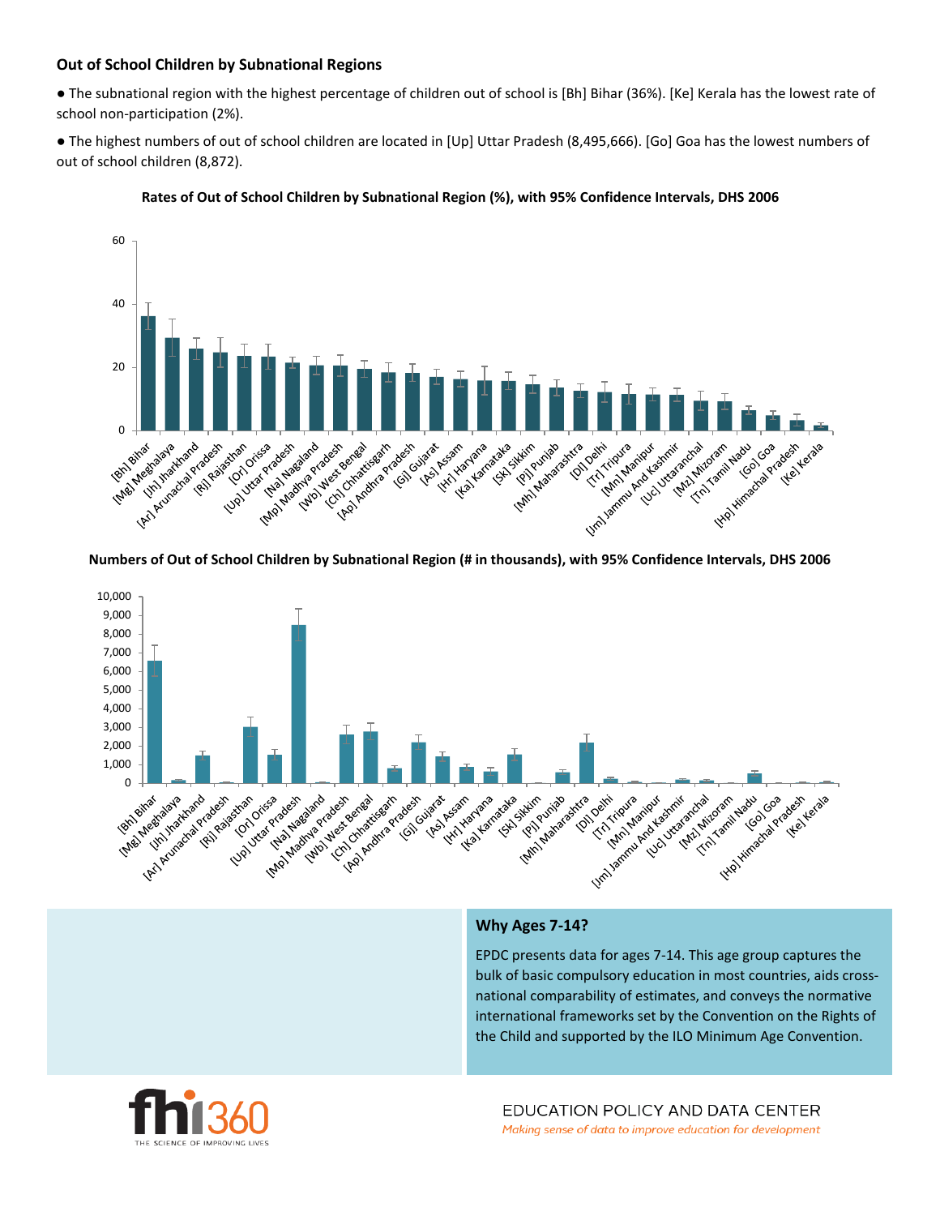### Out of School Children by Subnational Regions

● The subnational region with the highest percentage of children out of school is [Bh] Bihar (36%). [Ke] Kerala has the lowest rate of school non-participation (2%).

● The highest numbers of out of school children are located in [Up] Uttar Pradesh (8,495,666). [Go] Goa has the lowest numbers of out of school children (8,872).

**Rates of Out of School Children by Subnational Region (%), with 95% Confidence Intervals, DHS 2006**

60
40
20
0

[Bh] Bihar, [Mg] Meghalaya, [Jh] Jharkhand, [Ar] Arunachal Pradesh, [Rj] Rajasthan, [Or] Orissa, [Up] Uttar Pradesh, [Na] Nagaland, [Mp] Madhya Pradesh, [Wb] West Bengal, [Ch] Chhattisgarh, [Ap] Andhra Pradesh, [Gj] Gujarat, [As] Assam, [Hr] Haryana, [Ka] Karnataka, [Sk] Sikkim, [Pj] Punjab, [Mh] Maharashtra, [Dl] Delhi, [Tr] Tripura, [Mn] Manipur, [Jm] Jammu And Kashmir, [Uc] Uttaranchal, [Mz] Mizoram, [Tn] Tamil Nadu, [Go] Goa, [Hp] Himachal Pradesh, [Ke] Kerala

**Numbers of Out of School Children by Subnational Region (# in thousands), with 95% Confidence Intervals, DHS 2006**

10,000
9,000
8,000
7,000
6,000
5,000
4,000
3,000
2,000
1,000
0

[Bh] Bihar, [Mg] Meghalaya, [Jh] Jharkhand, [Ar] Arunachal Pradesh, [Rj] Rajasthan, [Or] Orissa, [Up] Uttar Pradesh, [Na] Nagaland, [Mp] Madhya Pradesh, [Wb] West Bengal, [Ch] Chhattisgarh, [Ap] Andhra Pradesh, [Gj] Gujarat, [As] Assam, [Hr] Haryana, [Ka] Karnataka, [Sk] Sikkim, [Pj] Punjab, [Mh] Maharashtra, [Dl] Delhi, [Tr] Tripura, [Mn] Manipur, [Jm] Jammu And Kashmir, [Uc] Uttaranchal, [Mz] Mizoram, [Tn] Tamil Nadu, [Go] Goa, [Hp] Himachal Pradesh, [Ke] Kerala

**Why Ages 7-14?**

EPDC presents data for ages 7-14. This age group captures the bulk of basic compulsory education in most countries, aids cross-national comparability of estimates, and conveys the normative international frameworks set by the Convention on the Rights of the Child and supported by the ILO Minimum Age Convention.

fhi360
THE SCIENCE OF IMPROVING LIVES

EDUCATION POLICY AND DATA CENTER
*Making sense of data to improve education for development*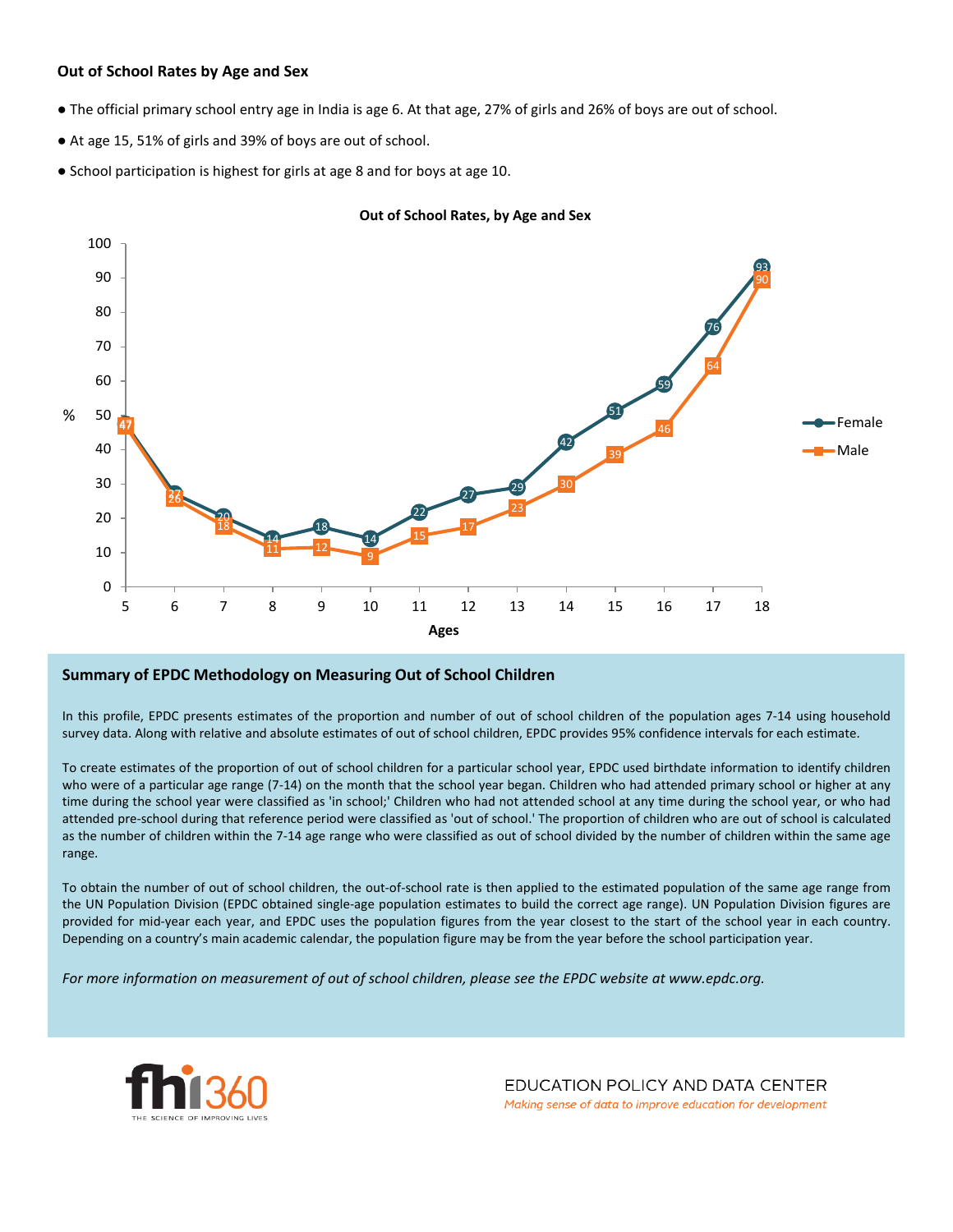## Out of School Rates by Age and Sex

- The official primary school entry age in India is age 6. At that age, 27% of girls and 26% of boys are out of school.
- At age 15, 51% of girls and 39% of boys are out of school.
- School participation is highest for girls at age 8 and for boys at age 10.

**Out of School Rates, by Age and Sex**

%

100
90
80
70
60
50
40
30
20
10
0

5 6 7 8 9 10 11 12 13 14 15 16 17 18

Ages

Female: 47, 27, 20, 14, 18, 14, 22, 27, 29, 42, 51, 59, 76, 93

Male: 47, 26, 18, 11, 12, 9, 15, 17, 23, 30, 39, 46, 64, 90

## Summary of EPDC Methodology on Measuring Out of School Children

In this profile, EPDC presents estimates of the proportion and number of out of school children of the population ages 7-14 using household survey data. Along with relative and absolute estimates of out of school children, EPDC provides 95% confidence intervals for each estimate.

To create estimates of the proportion of out of school children for a particular school year, EPDC used birthdate information to identify children who were of a particular age range (7-14) on the month that the school year began. Children who had attended primary school or higher at any time during the school year were classified as 'in school;' Children who had not attended school at any time during the school year, or who had attended pre-school during that reference period were classified as 'out of school.' The proportion of children who are out of school is calculated as the number of children within the 7-14 age range who were classified as out of school divided by the number of children within the same age range.

To obtain the number of out of school children, the out-of-school rate is then applied to the estimated population of the same age range from the UN Population Division (EPDC obtained single-age population estimates to build the correct age range). UN Population Division figures are provided for mid-year each year, and EPDC uses the population figures from the year closest to the start of the school year in each country. Depending on a country's main academic calendar, the population figure may be from the year before the school participation year.

*For more information on measurement of out of school children, please see the EPDC website at www.epdc.org.*

fhi360 THE SCIENCE OF IMPROVING LIVES

EDUCATION POLICY AND DATA CENTER
*Making sense of data to improve education for development*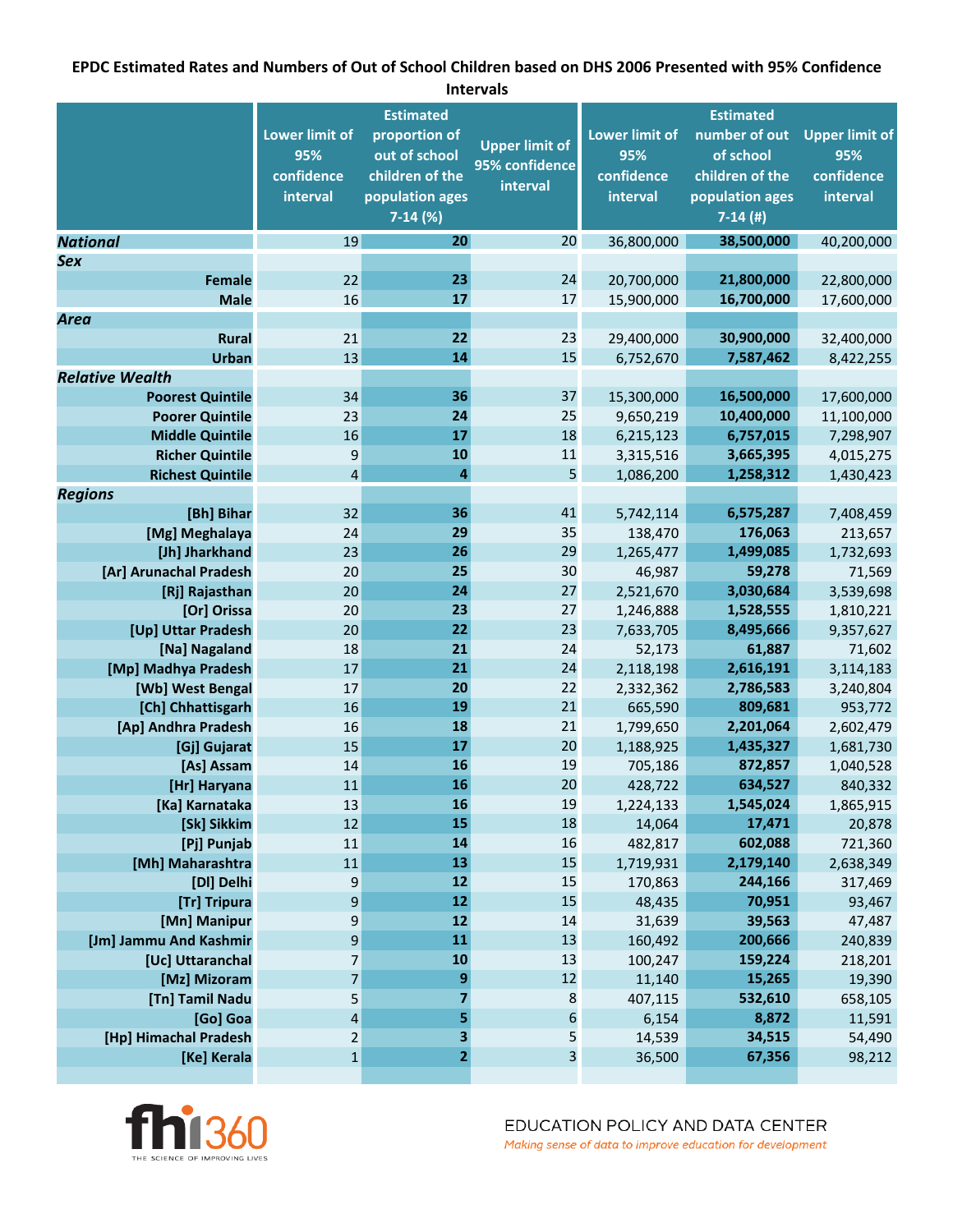**EPDC Estimated Rates and Numbers of Out of School Children based on DHS 2006 Presented with 95% Confidence Intervals**

| | Lower limit of 95% confidence interval | Estimated proportion of out of school children of the population ages 7-14 (%) | Upper limit of 95% confidence interval | Lower limit of 95% confidence interval | Estimated number of out of school children of the population ages 7-14 (#) | Upper limit of 95% confidence interval |
|---|---|---|---|---|---|---|
| ***National*** | 19 | **20** | 20 | 36,800,000 | **38,500,000** | 40,200,000 |
| ***Sex*** | | | | | | |
| **Female** | 22 | **23** | 24 | 20,700,000 | **21,800,000** | 22,800,000 |
| **Male** | 16 | **17** | 17 | 15,900,000 | **16,700,000** | 17,600,000 |
| ***Area*** | | | | | | |
| **Rural** | 21 | **22** | 23 | 29,400,000 | **30,900,000** | 32,400,000 |
| **Urban** | 13 | **14** | 15 | 6,752,670 | **7,587,462** | 8,422,255 |
| ***Relative Wealth*** | | | | | | |
| **Poorest Quintile** | 34 | **36** | 37 | 15,300,000 | **16,500,000** | 17,600,000 |
| **Poorer Quintile** | 23 | **24** | 25 | 9,650,219 | **10,400,000** | 11,100,000 |
| **Middle Quintile** | 16 | **17** | 18 | 6,215,123 | **6,757,015** | 7,298,907 |
| **Richer Quintile** | 9 | **10** | 11 | 3,315,516 | **3,665,395** | 4,015,275 |
| **Richest Quintile** | 4 | **4** | 5 | 1,086,200 | **1,258,312** | 1,430,423 |
| ***Regions*** | | | | | | |
| **[Bh] Bihar** | 32 | **36** | 41 | 5,742,114 | **6,575,287** | 7,408,459 |
| **[Mg] Meghalaya** | 24 | **29** | 35 | 138,470 | **176,063** | 213,657 |
| **[Jh] Jharkhand** | 23 | **26** | 29 | 1,265,477 | **1,499,085** | 1,732,693 |
| **[Ar] Arunachal Pradesh** | 20 | **25** | 30 | 46,987 | **59,278** | 71,569 |
| **[Rj] Rajasthan** | 20 | **24** | 27 | 2,521,670 | **3,030,684** | 3,539,698 |
| **[Or] Orissa** | 20 | **23** | 27 | 1,246,888 | **1,528,555** | 1,810,221 |
| **[Up] Uttar Pradesh** | 20 | **22** | 23 | 7,633,705 | **8,495,666** | 9,357,627 |
| **[Na] Nagaland** | 18 | **21** | 24 | 52,173 | **61,887** | 71,602 |
| **[Mp] Madhya Pradesh** | 17 | **21** | 24 | 2,118,198 | **2,616,191** | 3,114,183 |
| **[Wb] West Bengal** | 17 | **20** | 22 | 2,332,362 | **2,786,583** | 3,240,804 |
| **[Ch] Chhattisgarh** | 16 | **19** | 21 | 665,590 | **809,681** | 953,772 |
| **[Ap] Andhra Pradesh** | 16 | **18** | 21 | 1,799,650 | **2,201,064** | 2,602,479 |
| **[Gj] Gujarat** | 15 | **17** | 20 | 1,188,925 | **1,435,327** | 1,681,730 |
| **[As] Assam** | 14 | **16** | 19 | 705,186 | **872,857** | 1,040,528 |
| **[Hr] Haryana** | 11 | **16** | 20 | 428,722 | **634,527** | 840,332 |
| **[Ka] Karnataka** | 13 | **16** | 19 | 1,224,133 | **1,545,024** | 1,865,915 |
| **[Sk] Sikkim** | 12 | **15** | 18 | 14,064 | **17,471** | 20,878 |
| **[Pj] Punjab** | 11 | **14** | 16 | 482,817 | **602,088** | 721,360 |
| **[Mh] Maharashtra** | 11 | **13** | 15 | 1,719,931 | **2,179,140** | 2,638,349 |
| **[Dl] Delhi** | 9 | **12** | 15 | 170,863 | **244,166** | 317,469 |
| **[Tr] Tripura** | 9 | **12** | 15 | 48,435 | **70,951** | 93,467 |
| **[Mn] Manipur** | 9 | **12** | 14 | 31,639 | **39,563** | 47,487 |
| **[Jm] Jammu And Kashmir** | 9 | **11** | 13 | 160,492 | **200,666** | 240,839 |
| **[Uc] Uttaranchal** | 7 | **10** | 13 | 100,247 | **159,224** | 218,201 |
| **[Mz] Mizoram** | 7 | **9** | 12 | 11,140 | **15,265** | 19,390 |
| **[Tn] Tamil Nadu** | 5 | **7** | 8 | 407,115 | **532,610** | 658,105 |
| **[Go] Goa** | 4 | **5** | 6 | 6,154 | **8,872** | 11,591 |
| **[Hp] Himachal Pradesh** | 2 | **3** | 5 | 14,539 | **34,515** | 54,490 |
| **[Ke] Kerala** | 1 | **2** | 3 | 36,500 | **67,356** | 98,212 |

fhi360 THE SCIENCE OF IMPROVING LIVES

EDUCATION POLICY AND DATA CENTER
*Making sense of data to improve education for development*